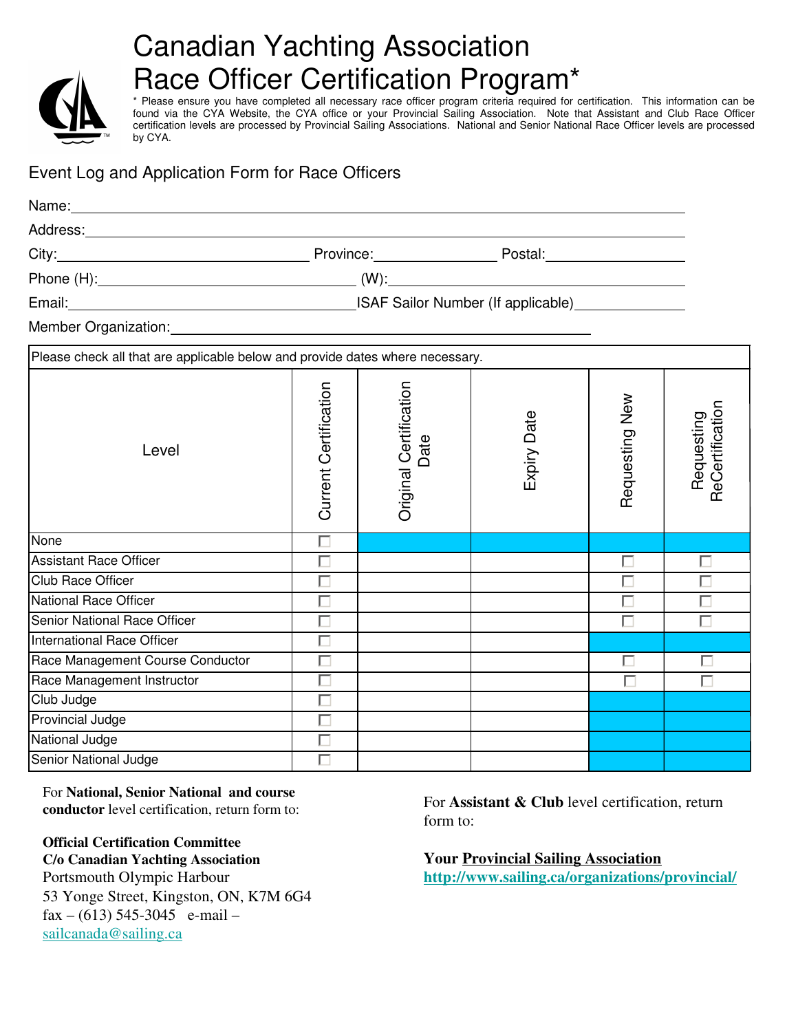# Canadian Yachting Association
# Race Officer Certification Program*

\* Please ensure you have completed all necessary race officer program criteria required for certification. This information can be found via the CYA Website, the CYA office or your Provincial Sailing Association. Note that Assistant and Club Race Officer certification levels are processed by Provincial Sailing Associations. National and Senior National Race Officer levels are processed by CYA.

## Event Log and Application Form for Race Officers

Name: ______________________________

Address: ______________________________

City: ______________ Province: ______________ Postal: ______________

Phone (H): ______________ (W): ______________

Email: ______________ ISAF Sailor Number (If applicable) ______________

Member Organization: ______________________________

Please check all that are applicable below and provide dates where necessary.

| Level | Current Certification | Original Certification Date | Expiry Date | Requesting New | Requesting ReCertification |
|---|---|---|---|---|---|
| None | ☐ | | | | |
| Assistant Race Officer | ☐ | | | ☐ | ☐ |
| Club Race Officer | ☐ | | | ☐ | ☐ |
| National Race Officer | ☐ | | | ☐ | ☐ |
| Senior National Race Officer | ☐ | | | ☐ | ☐ |
| International Race Officer | ☐ | | | | |
| Race Management Course Conductor | ☐ | | | ☐ | ☐ |
| Race Management Instructor | ☐ | | | ☐ | ☐ |
| Club Judge | ☐ | | | | |
| Provincial Judge | ☐ | | | | |
| National Judge | ☐ | | | | |
| Senior National Judge | ☐ | | | | |

For **National, Senior National and course conductor** level certification, return form to:

**Official Certification Committee**
**C/o Canadian Yachting Association**
Portsmouth Olympic Harbour
53 Yonge Street, Kingston, ON, K7M 6G4
fax – (613) 545-3045 e-mail – sailcanada@sailing.ca

For **Assistant & Club** level certification, return form to:

**Your Provincial Sailing Association**
**http://www.sailing.ca/organizations/provincial/**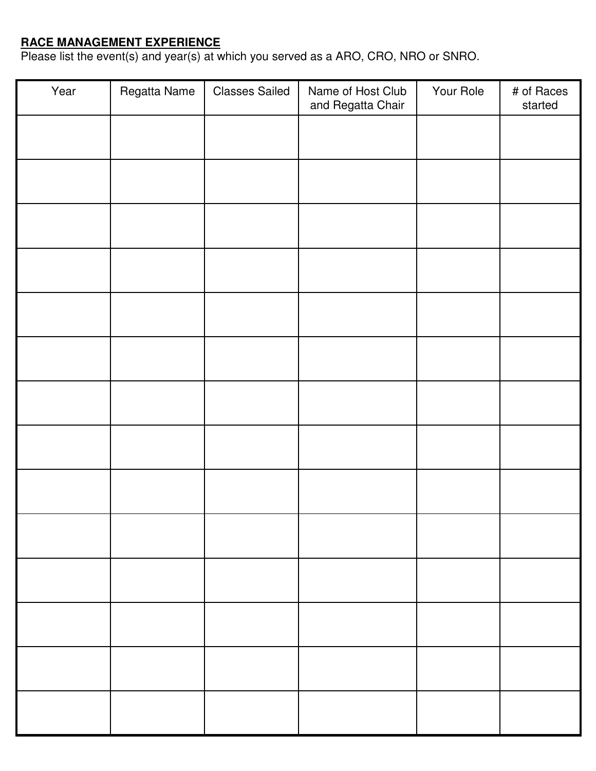**RACE MANAGEMENT EXPERIENCE**

Please list the event(s) and year(s) at which you served as a ARO, CRO, NRO or SNRO.

| Year | Regatta Name | Classes Sailed | Name of Host Club and Regatta Chair | Your Role | # of Races started |
| --- | --- | --- | --- | --- | --- |
| | | | | | |
| | | | | | |
| | | | | | |
| | | | | | |
| | | | | | |
| | | | | | |
| | | | | | |
| | | | | | |
| | | | | | |
| | | | | | |
| | | | | | |
| | | | | | |
| | | | | | |
| | | | | | |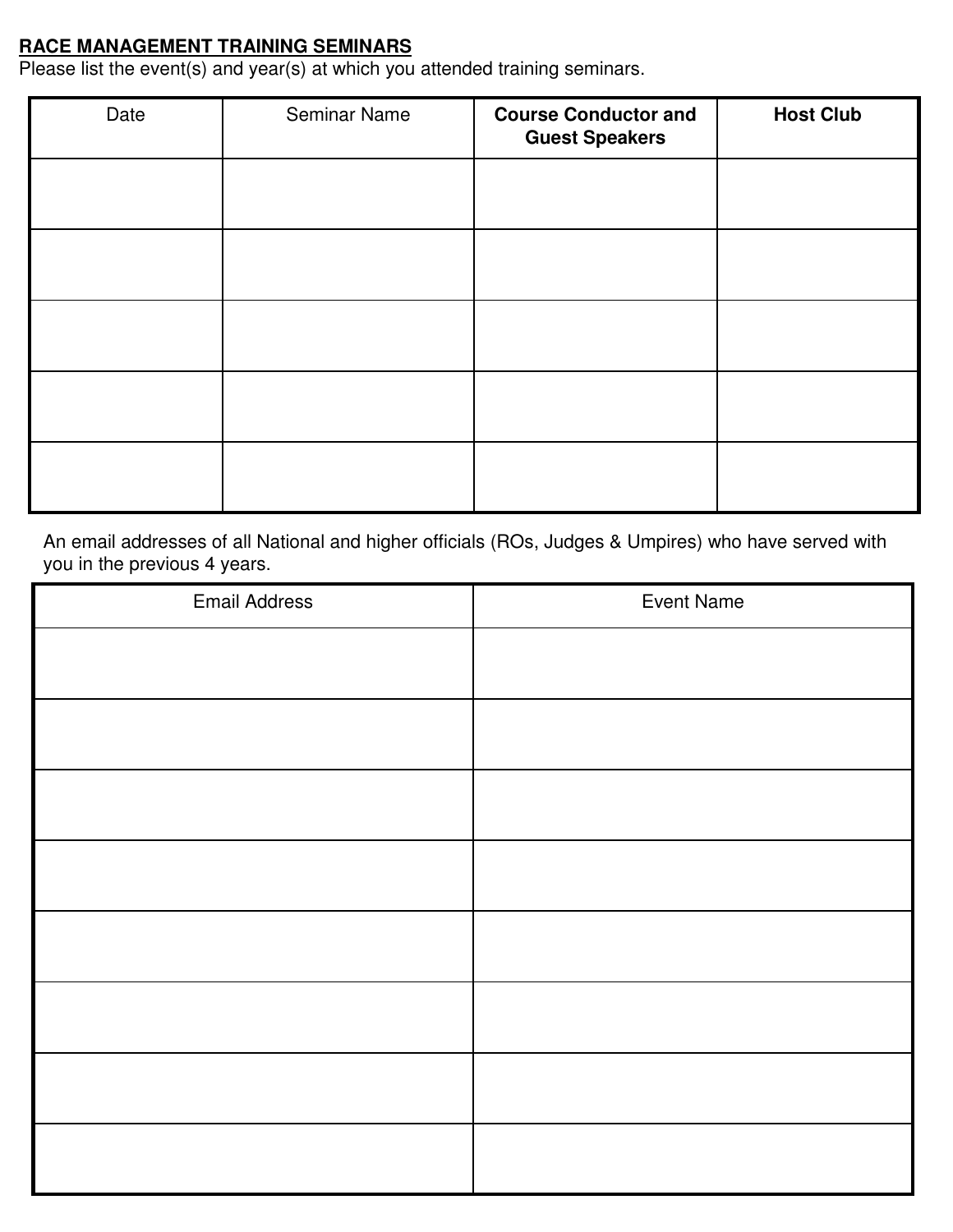**RACE MANAGEMENT TRAINING SEMINARS**

Please list the event(s) and year(s) at which you attended training seminars.

| Date | Seminar Name | **Course Conductor and Guest Speakers** | **Host Club** |
|---|---|---|---|
| | | | |
| | | | |
| | | | |
| | | | |
| | | | |

An email addresses of all National and higher officials (ROs, Judges & Umpires) who have served with you in the previous 4 years.

| Email Address | Event Name |
|---|---|
| | |
| | |
| | |
| | |
| | |
| | |
| | |
| | |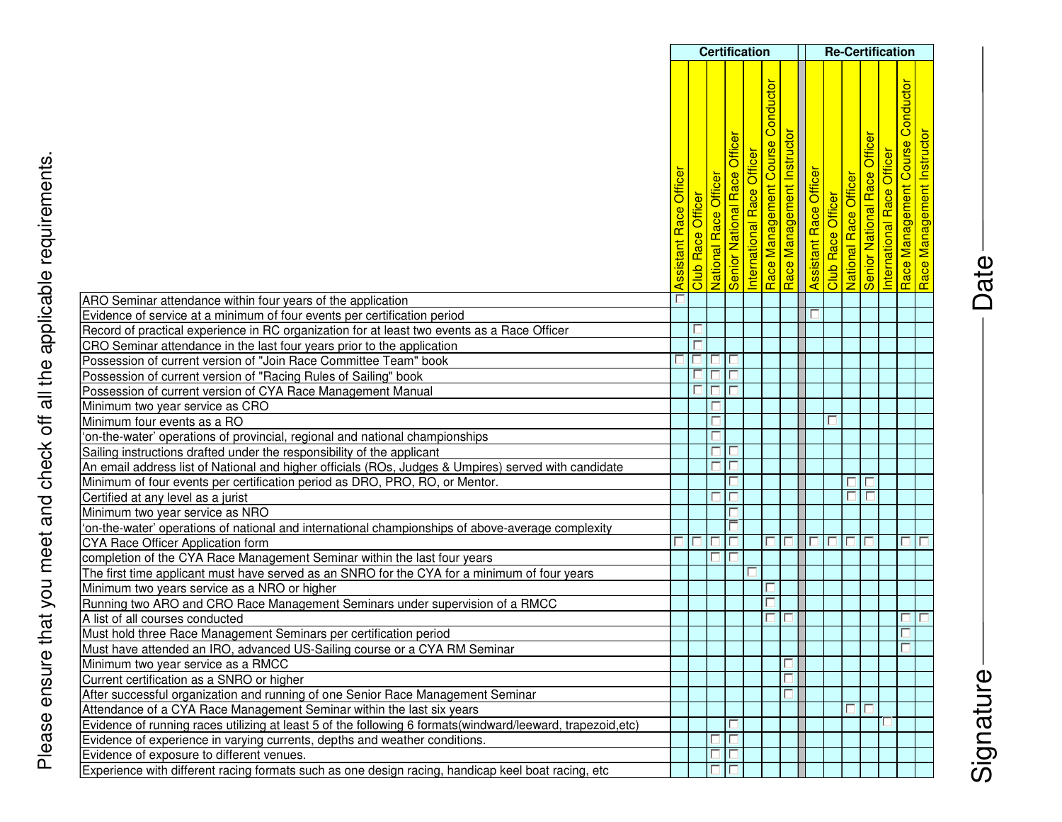Please ensure that you meet and check off all the applicable requirements.

| | Certification | | | | | | | Re-Certification | | | | | | |
|---|---|---|---|---|---|---|---|---|---|---|---|---|---|---|
| | Assistant Race Officer | Club Race Officer | National Race Officer | Senior National Race Officer | International Race Officer | Race Management Course Conductor | Race Management Instructor | Assistant Race Officer | Club Race Officer | National Race Officer | Senior National Race Officer | International Race Officer | Race Management Course Conductor | Race Management Instructor |
| ARO Seminar attendance within four years of the application | ☐ | | | | | | | | | | | | | |
| Evidence of service at a minimum of four events per certification period | | | | | | | | ☐ | | | | | | |
| Record of practical experience in RC organization for at least two events as a Race Officer | | ☐ | | | | | | | | | | | | |
| CRO Seminar attendance in the last four years prior to the application | | ☐ | | | | | | | | | | | | |
| Possession of current version of "Join Race Committee Team" book | ☐ | ☐ | ☐ | ☐ | | | | | | | | | | |
| Possession of current version of "Racing Rules of Sailing" book | | ☐ | ☐ | ☐ | | | | | | | | | | |
| Possession of current version of CYA Race Management Manual | | ☐ | ☐ | ☐ | | | | | | | | | | |
| Minimum two year service as CRO | | | ☐ | | | | | | | | | | | |
| Minimum four events as a RO | | | ☐ | | | | | | ☐ | | | | | |
| 'on-the-water' operations of provincial, regional and national championships | | | ☐ | | | | | | | | | | | |
| Sailing instructions drafted under the responsibility of the applicant | | | ☐ | ☐ | | | | | | | | | | |
| An email address list of National and higher officials (ROs, Judges & Umpires) served with candidate | | | ☐ | ☐ | | | | | | | | | | |
| Minimum of four events per certification period as DRO, PRO, RO, or Mentor. | | | | ☐ | | | | | | ☐ | ☐ | | | |
| Certified at any level as a jurist | | | ☐ | ☐ | | | | | | ☐ | ☐ | | | |
| Minimum two year service as NRO | | | | ☐ | | | | | | | | | | |
| 'on-the-water' operations of national and international championships of above-average complexity | | | | ☐ | | | | | | | | | | |
| CYA Race Officer Application form | ☐ | ☐ | ☐ | ☐ | | ☐ | ☐ | ☐ | ☐ | ☐ | ☐ | | ☐ | ☐ |
| completion of the CYA Race Management Seminar within the last four years | | | ☐ | ☐ | | | | | | | | | | |
| The first time applicant must have served as an SNRO for the CYA for a minimum of four years | | | | | ☐ | | | | | | | | | |
| Minimum two years service as a NRO or higher | | | | | | ☐ | | | | | | | | |
| Running two ARO and CRO Race Management Seminars under supervision of a RMCC | | | | | | ☐ | | | | | | | | |
| A list of all courses conducted | | | | | | ☐ | ☐ | | | | | | ☐ | ☐ |
| Must hold three Race Management Seminars per certification period | | | | | | | | | | | | | ☐ | |
| Must have attended an IRO, advanced US-Sailing course or a CYA RM Seminar | | | | | | | | | | | | | ☐ | |
| Minimum two year service as a RMCC | | | | | | | ☐ | | | | | | | |
| Current certification as a SNRO or higher | | | | | | | ☐ | | | | | | | |
| After successful organization and running of one Senior Race Management Seminar | | | | | | | ☐ | | | | | | | |
| Attendance of a CYA Race Management Seminar within the last six years | | | | | | | | | | ☐ | ☐ | | | |
| Evidence of running races utilizing at least 5 of the following 6 formats(windward/leeward, trapezoid,etc) | | | | ☐ | | | | | | | | ☐ | | |
| Evidence of experience in varying currents, depths and weather conditions. | | | ☐ | ☐ | | | | | | | | | | |
| Evidence of exposure to different venues. | | | ☐ | ☐ | | | | | | | | | | |
| Experience with different racing formats such as one design racing, handicap keel boat racing, etc | | | ☐ | ☐ | | | | | | | | | | |

Signature ________________ Date ________________